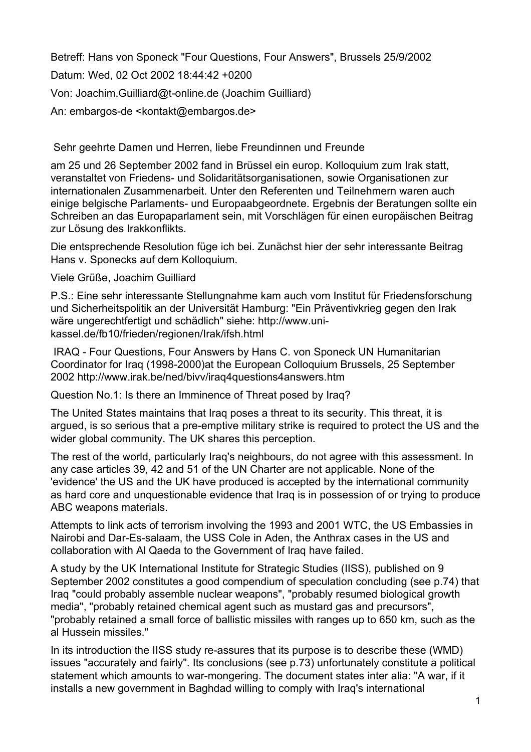Betreff: Hans von Sponeck "Four Questions, Four Answers", Brussels 25/9/2002

Datum: Wed, 02 Oct 2002 18:44:42 +0200

Von: Joachim.Guilliard@t-online.de (Joachim Guilliard)

An: embargos-de <kontakt@embargos.de>

Sehr geehrte Damen und Herren, liebe Freundinnen und Freunde

am 25 und 26 September 2002 fand in Brüssel ein europ. Kolloquium zum Irak statt, veranstaltet von Friedens- und Solidaritätsorganisationen, sowie Organisationen zur internationalen Zusammenarbeit. Unter den Referenten und Teilnehmern waren auch einige belgische Parlaments- und Europaabgeordnete. Ergebnis der Beratungen sollte ein Schreiben an das Europaparlament sein, mit Vorschlägen für einen europäischen Beitrag zur Lösung des Irakkonflikts.

Die entsprechende Resolution füge ich bei. Zunächst hier der sehr interessante Beitrag Hans v. Sponecks auf dem Kolloquium.

Viele Grüße, Joachim Guilliard

P.S.: Eine sehr interessante Stellungnahme kam auch vom Institut für Friedensforschung und Sicherheitspolitik an der Universität Hamburg: "Ein Präventivkrieg gegen den Irak wäre ungerechtfertigt und schädlich" siehe: http://www.uni-kassel.de/fb10/frieden/regionen/Irak/ifsh.html

IRAQ - Four Questions, Four Answers by Hans C. von Sponeck UN Humanitarian Coordinator for Iraq (1998-2000)at the European Colloquium Brussels, 25 September 2002 http://www.irak.be/ned/bivv/iraq4questions4answers.htm

Question No.1: Is there an Imminence of Threat posed by Iraq?

The United States maintains that Iraq poses a threat to its security. This threat, it is argued, is so serious that a pre-emptive military strike is required to protect the US and the wider global community. The UK shares this perception.

The rest of the world, particularly Iraq's neighbours, do not agree with this assessment. In any case articles 39, 42 and 51 of the UN Charter are not applicable. None of the 'evidence' the US and the UK have produced is accepted by the international community as hard core and unquestionable evidence that Iraq is in possession of or trying to produce ABC weapons materials.

Attempts to link acts of terrorism involving the 1993 and 2001 WTC, the US Embassies in Nairobi and Dar-Es-salaam, the USS Cole in Aden, the Anthrax cases in the US and collaboration with Al Qaeda to the Government of Iraq have failed.

A study by the UK International Institute for Strategic Studies (IISS), published on 9 September 2002 constitutes a good compendium of speculation concluding (see p.74) that Iraq "could probably assemble nuclear weapons", "probably resumed biological growth media", "probably retained chemical agent such as mustard gas and precursors", "probably retained a small force of ballistic missiles with ranges up to 650 km, such as the al Hussein missiles."

In its introduction the IISS study re-assures that its purpose is to describe these (WMD) issues "accurately and fairly". Its conclusions (see p.73) unfortunately constitute a political statement which amounts to war-mongering. The document states inter alia: "A war, if it installs a new government in Baghdad willing to comply with Iraq's international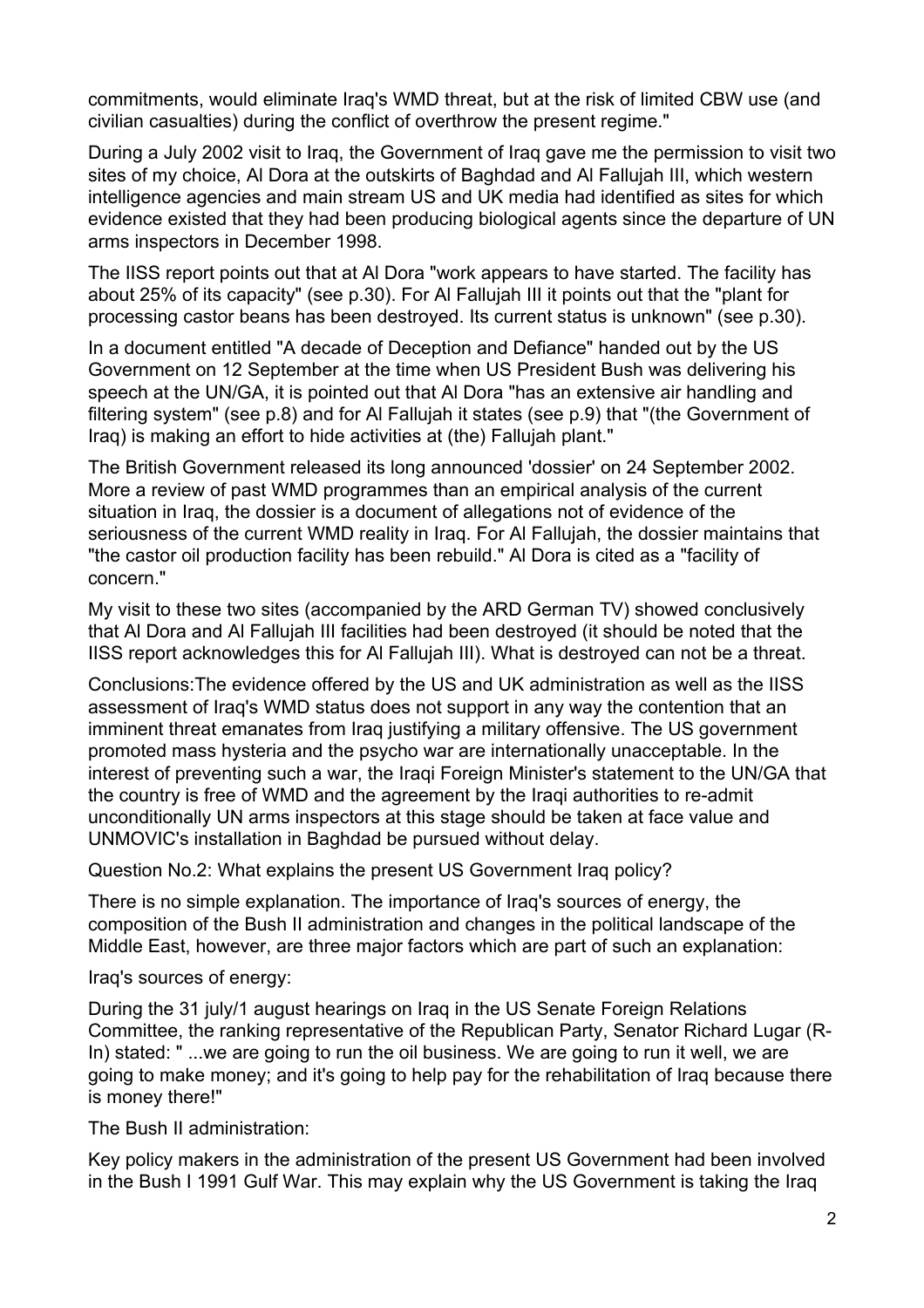commitments, would eliminate Iraq's WMD threat, but at the risk of limited CBW use (and civilian casualties) during the conflict of overthrow the present regime."

During a July 2002 visit to Iraq, the Government of Iraq gave me the permission to visit two sites of my choice, Al Dora at the outskirts of Baghdad and Al Fallujah III, which western intelligence agencies and main stream US and UK media had identified as sites for which evidence existed that they had been producing biological agents since the departure of UN arms inspectors in December 1998.

The IISS report points out that at Al Dora "work appears to have started. The facility has about 25% of its capacity" (see p.30). For Al Fallujah III it points out that the "plant for processing castor beans has been destroyed. Its current status is unknown" (see p.30).

In a document entitled "A decade of Deception and Defiance" handed out by the US Government on 12 September at the time when US President Bush was delivering his speech at the UN/GA, it is pointed out that Al Dora "has an extensive air handling and filtering system" (see p.8) and for Al Fallujah it states (see p.9) that "(the Government of Iraq) is making an effort to hide activities at (the) Fallujah plant."

The British Government released its long announced 'dossier' on 24 September 2002. More a review of past WMD programmes than an empirical analysis of the current situation in Iraq, the dossier is a document of allegations not of evidence of the seriousness of the current WMD reality in Iraq. For Al Fallujah, the dossier maintains that "the castor oil production facility has been rebuild." Al Dora is cited as a "facility of concern."

My visit to these two sites (accompanied by the ARD German TV) showed conclusively that Al Dora and Al Fallujah III facilities had been destroyed (it should be noted that the IISS report acknowledges this for Al Fallujah III). What is destroyed can not be a threat.

Conclusions:The evidence offered by the US and UK administration as well as the IISS assessment of Iraq's WMD status does not support in any way the contention that an imminent threat emanates from Iraq justifying a military offensive. The US government promoted mass hysteria and the psycho war are internationally unacceptable. In the interest of preventing such a war, the Iraqi Foreign Minister's statement to the UN/GA that the country is free of WMD and the agreement by the Iraqi authorities to re-admit unconditionally UN arms inspectors at this stage should be taken at face value and UNMOVIC's installation in Baghdad be pursued without delay.

Question No.2: What explains the present US Government Iraq policy?

There is no simple explanation. The importance of Iraq's sources of energy, the composition of the Bush II administration and changes in the political landscape of the Middle East, however, are three major factors which are part of such an explanation:

Iraq's sources of energy:

During the 31 july/1 august hearings on Iraq in the US Senate Foreign Relations Committee, the ranking representative of the Republican Party, Senator Richard Lugar (R-In) stated: " ...we are going to run the oil business. We are going to run it well, we are going to make money; and it's going to help pay for the rehabilitation of Iraq because there is money there!"

The Bush II administration:

Key policy makers in the administration of the present US Government had been involved in the Bush I 1991 Gulf War. This may explain why the US Government is taking the Iraq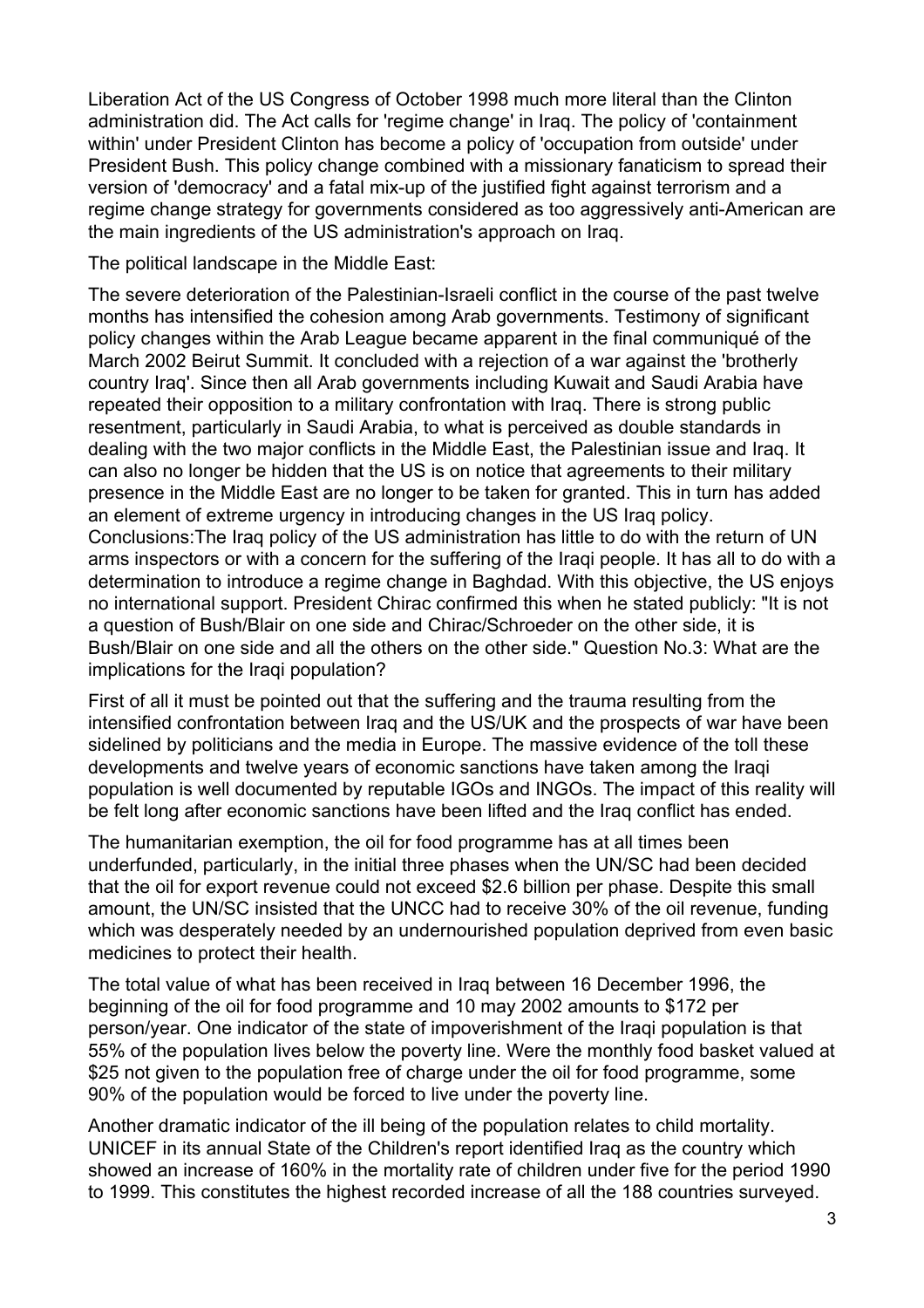Liberation Act of the US Congress of October 1998 much more literal than the Clinton administration did. The Act calls for 'regime change' in Iraq. The policy of 'containment within' under President Clinton has become a policy of 'occupation from outside' under President Bush. This policy change combined with a missionary fanaticism to spread their version of 'democracy' and a fatal mix-up of the justified fight against terrorism and a regime change strategy for governments considered as too aggressively anti-American are the main ingredients of the US administration's approach on Iraq.

The political landscape in the Middle East:

The severe deterioration of the Palestinian-Israeli conflict in the course of the past twelve months has intensified the cohesion among Arab governments. Testimony of significant policy changes within the Arab League became apparent in the final communiqué of the March 2002 Beirut Summit. It concluded with a rejection of a war against the 'brotherly country Iraq'. Since then all Arab governments including Kuwait and Saudi Arabia have repeated their opposition to a military confrontation with Iraq. There is strong public resentment, particularly in Saudi Arabia, to what is perceived as double standards in dealing with the two major conflicts in the Middle East, the Palestinian issue and Iraq. It can also no longer be hidden that the US is on notice that agreements to their military presence in the Middle East are no longer to be taken for granted. This in turn has added an element of extreme urgency in introducing changes in the US Iraq policy. Conclusions:The Iraq policy of the US administration has little to do with the return of UN arms inspectors or with a concern for the suffering of the Iraqi people. It has all to do with a determination to introduce a regime change in Baghdad. With this objective, the US enjoys no international support. President Chirac confirmed this when he stated publicly: "It is not a question of Bush/Blair on one side and Chirac/Schroeder on the other side, it is Bush/Blair on one side and all the others on the other side." Question No.3: What are the implications for the Iraqi population?

First of all it must be pointed out that the suffering and the trauma resulting from the intensified confrontation between Iraq and the US/UK and the prospects of war have been sidelined by politicians and the media in Europe. The massive evidence of the toll these developments and twelve years of economic sanctions have taken among the Iraqi population is well documented by reputable IGOs and INGOs. The impact of this reality will be felt long after economic sanctions have been lifted and the Iraq conflict has ended.

The humanitarian exemption, the oil for food programme has at all times been underfunded, particularly, in the initial three phases when the UN/SC had been decided that the oil for export revenue could not exceed $2.6 billion per phase. Despite this small amount, the UN/SC insisted that the UNCC had to receive 30% of the oil revenue, funding which was desperately needed by an undernourished population deprived from even basic medicines to protect their health.

The total value of what has been received in Iraq between 16 December 1996, the beginning of the oil for food programme and 10 may 2002 amounts to $172 per person/year. One indicator of the state of impoverishment of the Iraqi population is that 55% of the population lives below the poverty line. Were the monthly food basket valued at $25 not given to the population free of charge under the oil for food programme, some 90% of the population would be forced to live under the poverty line.

Another dramatic indicator of the ill being of the population relates to child mortality. UNICEF in its annual State of the Children's report identified Iraq as the country which showed an increase of 160% in the mortality rate of children under five for the period 1990 to 1999. This constitutes the highest recorded increase of all the 188 countries surveyed.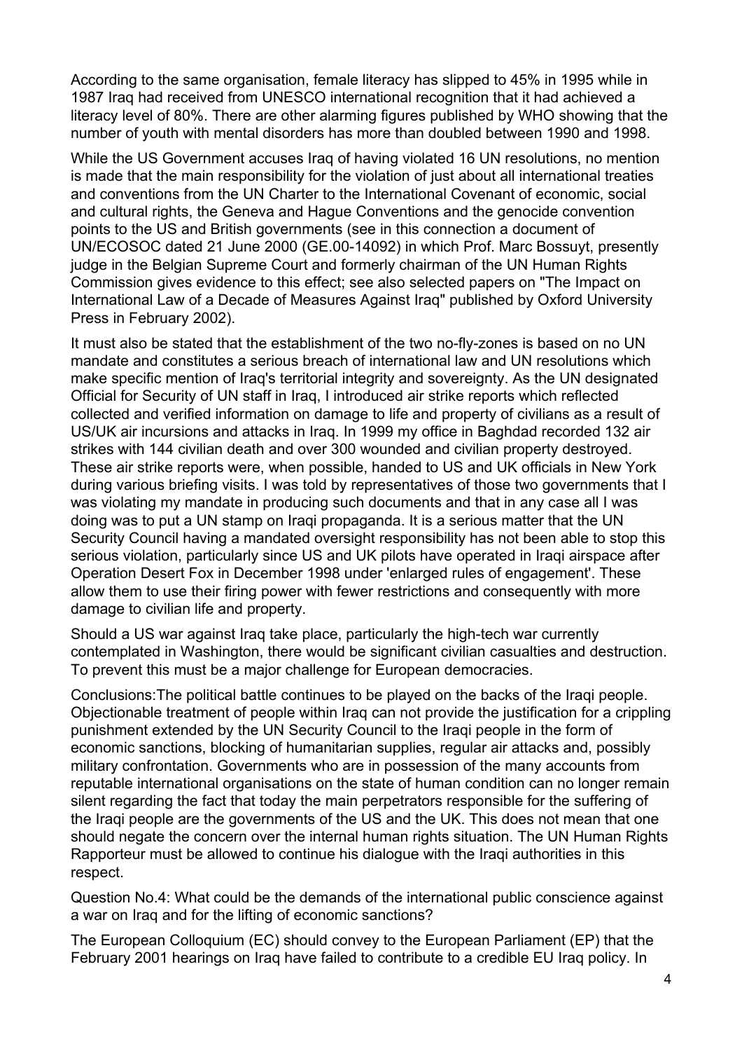According to the same organisation, female literacy has slipped to 45% in 1995 while in 1987 Iraq had received from UNESCO international recognition that it had achieved a literacy level of 80%. There are other alarming figures published by WHO showing that the number of youth with mental disorders has more than doubled between 1990 and 1998.

While the US Government accuses Iraq of having violated 16 UN resolutions, no mention is made that the main responsibility for the violation of just about all international treaties and conventions from the UN Charter to the International Covenant of economic, social and cultural rights, the Geneva and Hague Conventions and the genocide convention points to the US and British governments (see in this connection a document of UN/ECOSOC dated 21 June 2000 (GE.00-14092) in which Prof. Marc Bossuyt, presently judge in the Belgian Supreme Court and formerly chairman of the UN Human Rights Commission gives evidence to this effect; see also selected papers on "The Impact on International Law of a Decade of Measures Against Iraq" published by Oxford University Press in February 2002).

It must also be stated that the establishment of the two no-fly-zones is based on no UN mandate and constitutes a serious breach of international law and UN resolutions which make specific mention of Iraq's territorial integrity and sovereignty. As the UN designated Official for Security of UN staff in Iraq, I introduced air strike reports which reflected collected and verified information on damage to life and property of civilians as a result of US/UK air incursions and attacks in Iraq. In 1999 my office in Baghdad recorded 132 air strikes with 144 civilian death and over 300 wounded and civilian property destroyed. These air strike reports were, when possible, handed to US and UK officials in New York during various briefing visits. I was told by representatives of those two governments that I was violating my mandate in producing such documents and that in any case all I was doing was to put a UN stamp on Iraqi propaganda. It is a serious matter that the UN Security Council having a mandated oversight responsibility has not been able to stop this serious violation, particularly since US and UK pilots have operated in Iraqi airspace after Operation Desert Fox in December 1998 under 'enlarged rules of engagement'. These allow them to use their firing power with fewer restrictions and consequently with more damage to civilian life and property.

Should a US war against Iraq take place, particularly the high-tech war currently contemplated in Washington, there would be significant civilian casualties and destruction. To prevent this must be a major challenge for European democracies.

Conclusions:The political battle continues to be played on the backs of the Iraqi people. Objectionable treatment of people within Iraq can not provide the justification for a crippling punishment extended by the UN Security Council to the Iraqi people in the form of economic sanctions, blocking of humanitarian supplies, regular air attacks and, possibly military confrontation. Governments who are in possession of the many accounts from reputable international organisations on the state of human condition can no longer remain silent regarding the fact that today the main perpetrators responsible for the suffering of the Iraqi people are the governments of the US and the UK. This does not mean that one should negate the concern over the internal human rights situation. The UN Human Rights Rapporteur must be allowed to continue his dialogue with the Iraqi authorities in this respect.

Question No.4: What could be the demands of the international public conscience against a war on Iraq and for the lifting of economic sanctions?

The European Colloquium (EC) should convey to the European Parliament (EP) that the February 2001 hearings on Iraq have failed to contribute to a credible EU Iraq policy. In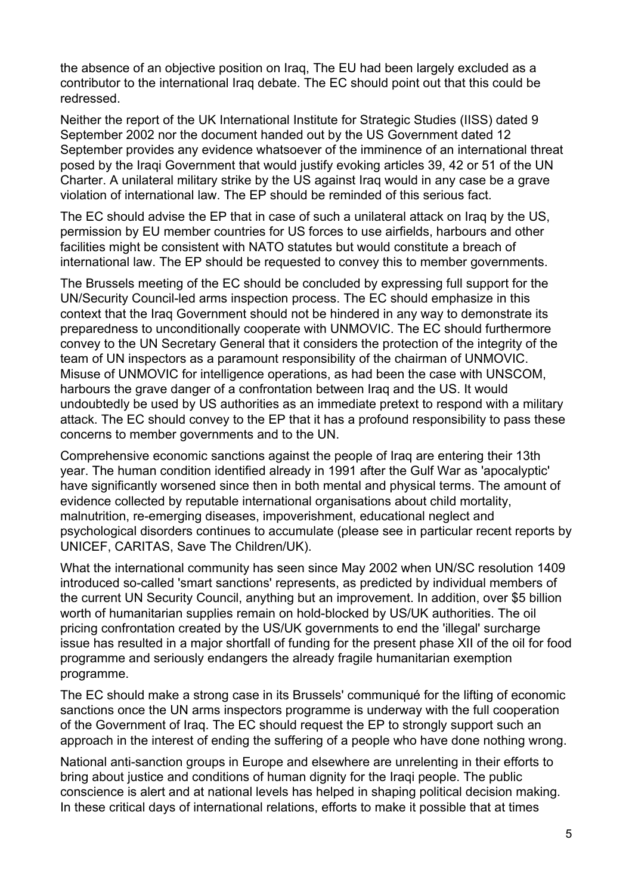the absence of an objective position on Iraq, The EU had been largely excluded as a contributor to the international Iraq debate. The EC should point out that this could be redressed.

Neither the report of the UK International Institute for Strategic Studies (IISS) dated 9 September 2002 nor the document handed out by the US Government dated 12 September provides any evidence whatsoever of the imminence of an international threat posed by the Iraqi Government that would justify evoking articles 39, 42 or 51 of the UN Charter. A unilateral military strike by the US against Iraq would in any case be a grave violation of international law. The EP should be reminded of this serious fact.

The EC should advise the EP that in case of such a unilateral attack on Iraq by the US, permission by EU member countries for US forces to use airfields, harbours and other facilities might be consistent with NATO statutes but would constitute a breach of international law. The EP should be requested to convey this to member governments.

The Brussels meeting of the EC should be concluded by expressing full support for the UN/Security Council-led arms inspection process. The EC should emphasize in this context that the Iraq Government should not be hindered in any way to demonstrate its preparedness to unconditionally cooperate with UNMOVIC. The EC should furthermore convey to the UN Secretary General that it considers the protection of the integrity of the team of UN inspectors as a paramount responsibility of the chairman of UNMOVIC. Misuse of UNMOVIC for intelligence operations, as had been the case with UNSCOM, harbours the grave danger of a confrontation between Iraq and the US. It would undoubtedly be used by US authorities as an immediate pretext to respond with a military attack. The EC should convey to the EP that it has a profound responsibility to pass these concerns to member governments and to the UN.

Comprehensive economic sanctions against the people of Iraq are entering their 13th year. The human condition identified already in 1991 after the Gulf War as 'apocalyptic' have significantly worsened since then in both mental and physical terms. The amount of evidence collected by reputable international organisations about child mortality, malnutrition, re-emerging diseases, impoverishment, educational neglect and psychological disorders continues to accumulate (please see in particular recent reports by UNICEF, CARITAS, Save The Children/UK).

What the international community has seen since May 2002 when UN/SC resolution 1409 introduced so-called 'smart sanctions' represents, as predicted by individual members of the current UN Security Council, anything but an improvement. In addition, over $5 billion worth of humanitarian supplies remain on hold-blocked by US/UK authorities. The oil pricing confrontation created by the US/UK governments to end the 'illegal' surcharge issue has resulted in a major shortfall of funding for the present phase XII of the oil for food programme and seriously endangers the already fragile humanitarian exemption programme.

The EC should make a strong case in its Brussels' communiqué for the lifting of economic sanctions once the UN arms inspectors programme is underway with the full cooperation of the Government of Iraq. The EC should request the EP to strongly support such an approach in the interest of ending the suffering of a people who have done nothing wrong.

National anti-sanction groups in Europe and elsewhere are unrelenting in their efforts to bring about justice and conditions of human dignity for the Iraqi people. The public conscience is alert and at national levels has helped in shaping political decision making. In these critical days of international relations, efforts to make it possible that at times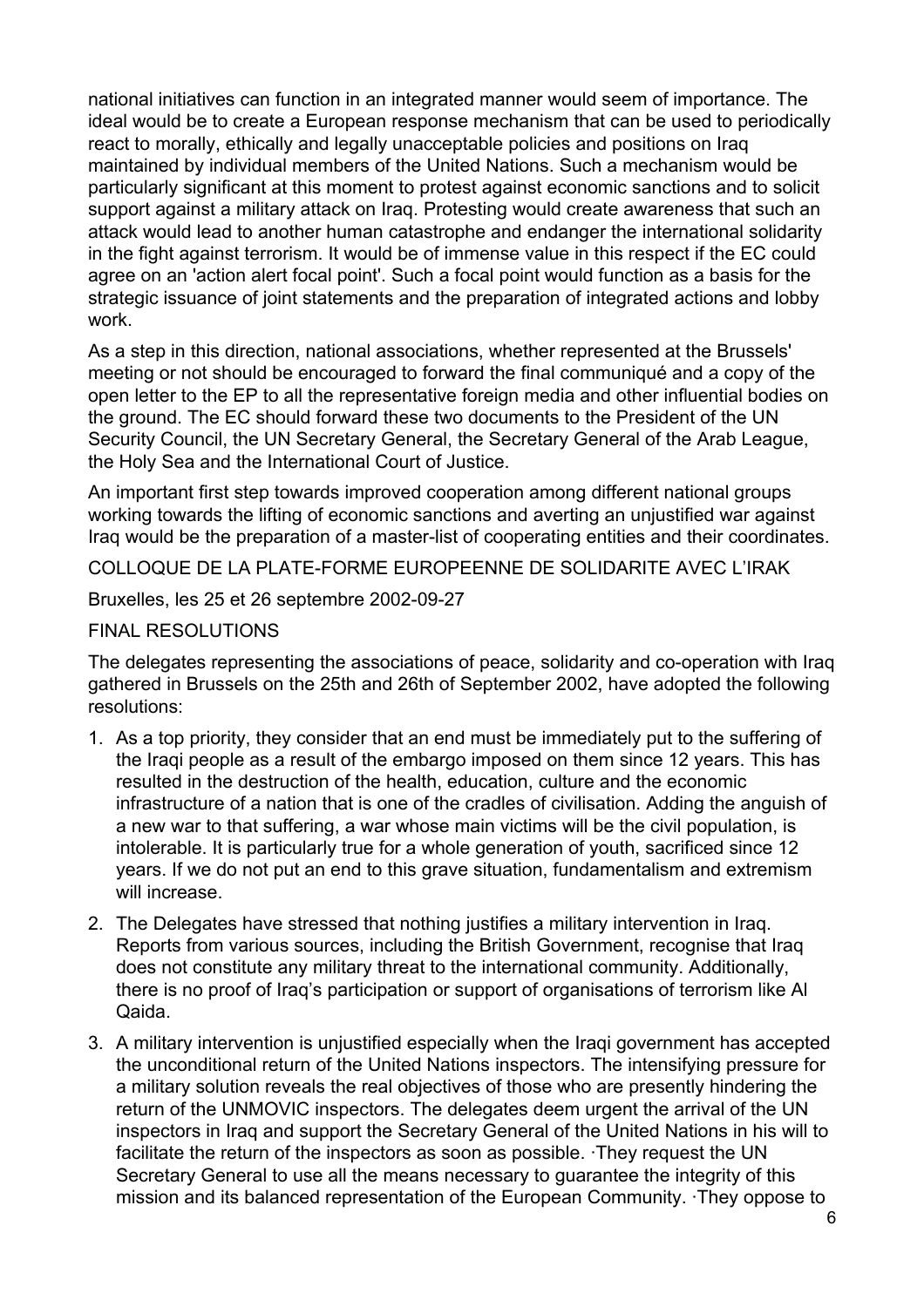national initiatives can function in an integrated manner would seem of importance. The ideal would be to create a European response mechanism that can be used to periodically react to morally, ethically and legally unacceptable policies and positions on Iraq maintained by individual members of the United Nations. Such a mechanism would be particularly significant at this moment to protest against economic sanctions and to solicit support against a military attack on Iraq. Protesting would create awareness that such an attack would lead to another human catastrophe and endanger the international solidarity in the fight against terrorism. It would be of immense value in this respect if the EC could agree on an 'action alert focal point'. Such a focal point would function as a basis for the strategic issuance of joint statements and the preparation of integrated actions and lobby work.

As a step in this direction, national associations, whether represented at the Brussels' meeting or not should be encouraged to forward the final communiqué and a copy of the open letter to the EP to all the representative foreign media and other influential bodies on the ground. The EC should forward these two documents to the President of the UN Security Council, the UN Secretary General, the Secretary General of the Arab League, the Holy Sea and the International Court of Justice.

An important first step towards improved cooperation among different national groups working towards the lifting of economic sanctions and averting an unjustified war against Iraq would be the preparation of a master-list of cooperating entities and their coordinates.

COLLOQUE DE LA PLATE-FORME EUROPEENNE DE SOLIDARITE AVEC L'IRAK

Bruxelles, les 25 et 26 septembre 2002-09-27

FINAL RESOLUTIONS

The delegates representing the associations of peace, solidarity and co-operation with Iraq gathered in Brussels on the 25th and 26th of September 2002, have adopted the following resolutions:

1. As a top priority, they consider that an end must be immediately put to the suffering of the Iraqi people as a result of the embargo imposed on them since 12 years. This has resulted in the destruction of the health, education, culture and the economic infrastructure of a nation that is one of the cradles of civilisation. Adding the anguish of a new war to that suffering, a war whose main victims will be the civil population, is intolerable. It is particularly true for a whole generation of youth, sacrificed since 12 years. If we do not put an end to this grave situation, fundamentalism and extremism will increase.
2. The Delegates have stressed that nothing justifies a military intervention in Iraq. Reports from various sources, including the British Government, recognise that Iraq does not constitute any military threat to the international community. Additionally, there is no proof of Iraq's participation or support of organisations of terrorism like Al Qaida.
3. A military intervention is unjustified especially when the Iraqi government has accepted the unconditional return of the United Nations inspectors. The intensifying pressure for a military solution reveals the real objectives of those who are presently hindering the return of the UNMOVIC inspectors. The delegates deem urgent the arrival of the UN inspectors in Iraq and support the Secretary General of the United Nations in his will to facilitate the return of the inspectors as soon as possible. ·They request the UN Secretary General to use all the means necessary to guarantee the integrity of this mission and its balanced representation of the European Community. ·They oppose to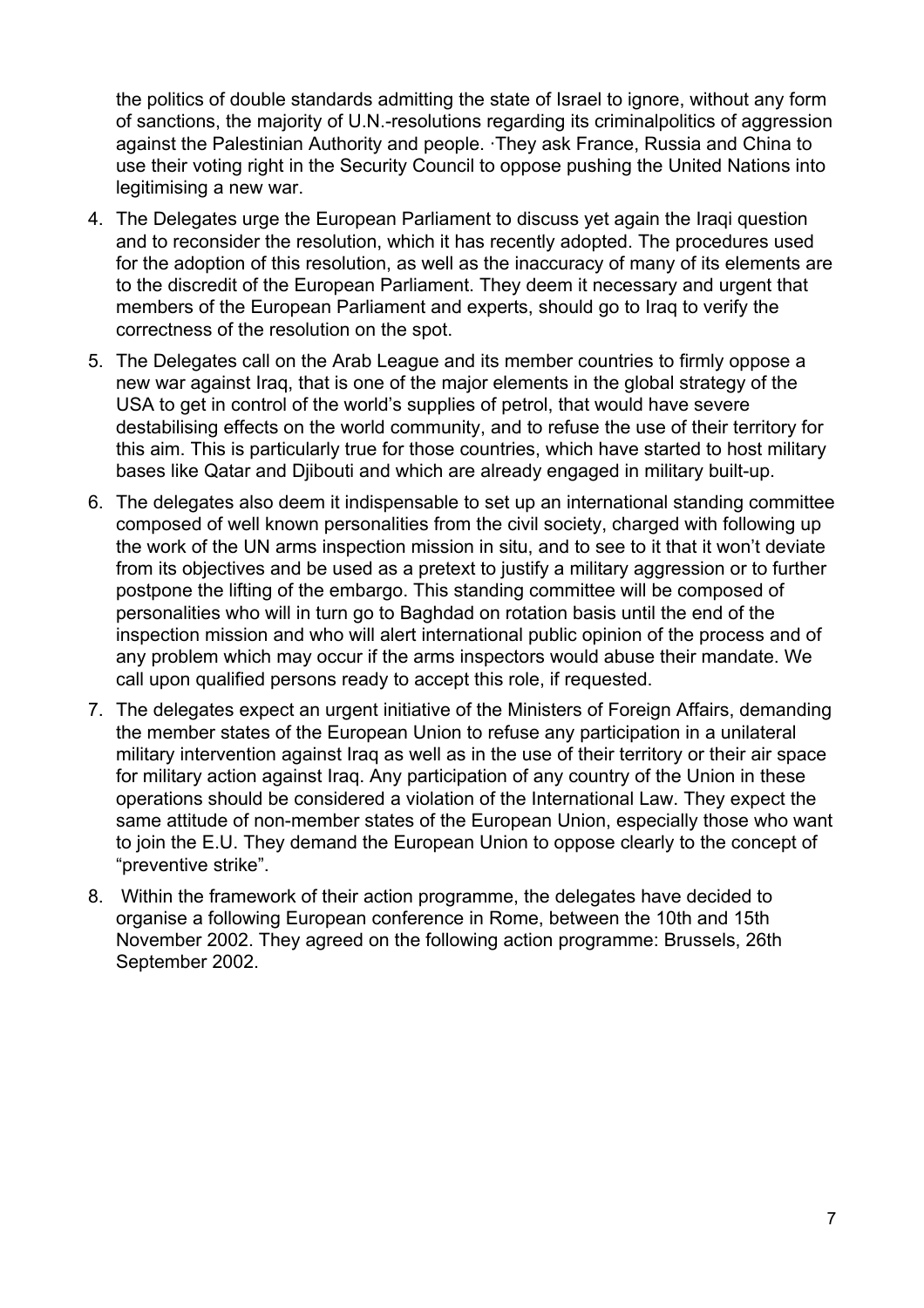the politics of double standards admitting the state of Israel to ignore, without any form of sanctions, the majority of U.N.-resolutions regarding its criminalpolitics of aggression against the Palestinian Authority and people. ·They ask France, Russia and China to use their voting right in the Security Council to oppose pushing the United Nations into legitimising a new war.

4. The Delegates urge the European Parliament to discuss yet again the Iraqi question and to reconsider the resolution, which it has recently adopted. The procedures used for the adoption of this resolution, as well as the inaccuracy of many of its elements are to the discredit of the European Parliament. They deem it necessary and urgent that members of the European Parliament and experts, should go to Iraq to verify the correctness of the resolution on the spot.
5. The Delegates call on the Arab League and its member countries to firmly oppose a new war against Iraq, that is one of the major elements in the global strategy of the USA to get in control of the world's supplies of petrol, that would have severe destabilising effects on the world community, and to refuse the use of their territory for this aim. This is particularly true for those countries, which have started to host military bases like Qatar and Djibouti and which are already engaged in military built-up.
6. The delegates also deem it indispensable to set up an international standing committee composed of well known personalities from the civil society, charged with following up the work of the UN arms inspection mission in situ, and to see to it that it won't deviate from its objectives and be used as a pretext to justify a military aggression or to further postpone the lifting of the embargo. This standing committee will be composed of personalities who will in turn go to Baghdad on rotation basis until the end of the inspection mission and who will alert international public opinion of the process and of any problem which may occur if the arms inspectors would abuse their mandate. We call upon qualified persons ready to accept this role, if requested.
7. The delegates expect an urgent initiative of the Ministers of Foreign Affairs, demanding the member states of the European Union to refuse any participation in a unilateral military intervention against Iraq as well as in the use of their territory or their air space for military action against Iraq. Any participation of any country of the Union in these operations should be considered a violation of the International Law. They expect the same attitude of non-member states of the European Union, especially those who want to join the E.U. They demand the European Union to oppose clearly to the concept of "preventive strike".
8. Within the framework of their action programme, the delegates have decided to organise a following European conference in Rome, between the 10th and 15th November 2002. They agreed on the following action programme: Brussels, 26th September 2002.